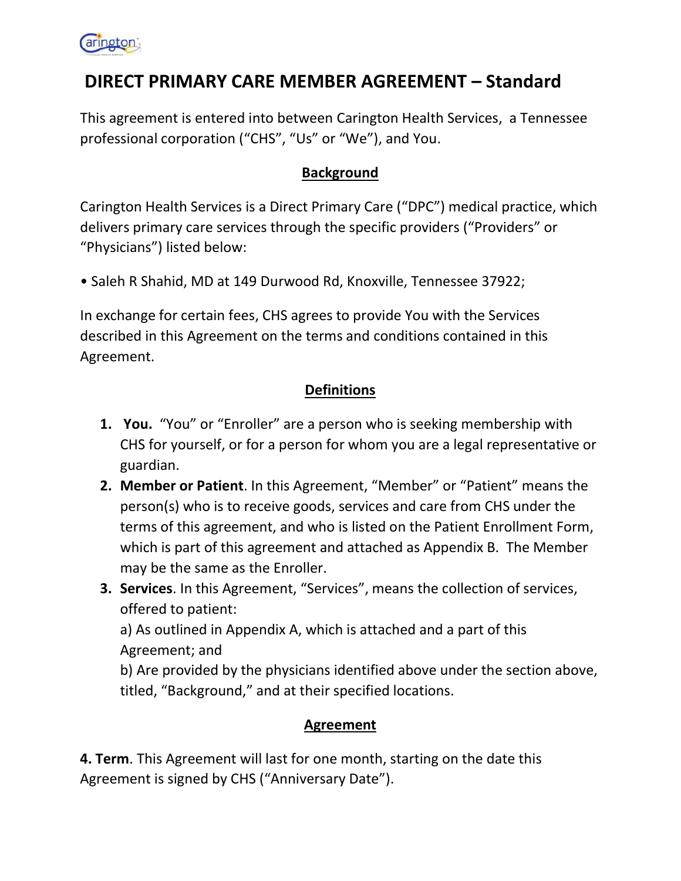# DIRECT PRIMARY CARE MEMBER AGREEMENT – Standard

This agreement is entered into between Carington Health Services, a Tennessee professional corporation ("CHS", "Us" or "We"), and You.

## Background

Carington Health Services is a Direct Primary Care ("DPC") medical practice, which delivers primary care services through the specific providers ("Providers" or "Physicians") listed below:

• Saleh R Shahid, MD at 149 Durwood Rd, Knoxville, Tennessee 37922;

In exchange for certain fees, CHS agrees to provide You with the Services described in this Agreement on the terms and conditions contained in this Agreement.

## Definitions

1. **You.** "You" or "Enroller" are a person who is seeking membership with CHS for yourself, or for a person for whom you are a legal representative or guardian.
2. **Member or Patient**. In this Agreement, "Member" or "Patient" means the person(s) who is to receive goods, services and care from CHS under the terms of this agreement, and who is listed on the Patient Enrollment Form, which is part of this agreement and attached as Appendix B. The Member may be the same as the Enroller.
3. **Services**. In this Agreement, "Services", means the collection of services, offered to patient:
   a) As outlined in Appendix A, which is attached and a part of this Agreement; and
   b) Are provided by the physicians identified above under the section above, titled, "Background," and at their specified locations.

## Agreement

**4. Term**. This Agreement will last for one month, starting on the date this Agreement is signed by CHS ("Anniversary Date").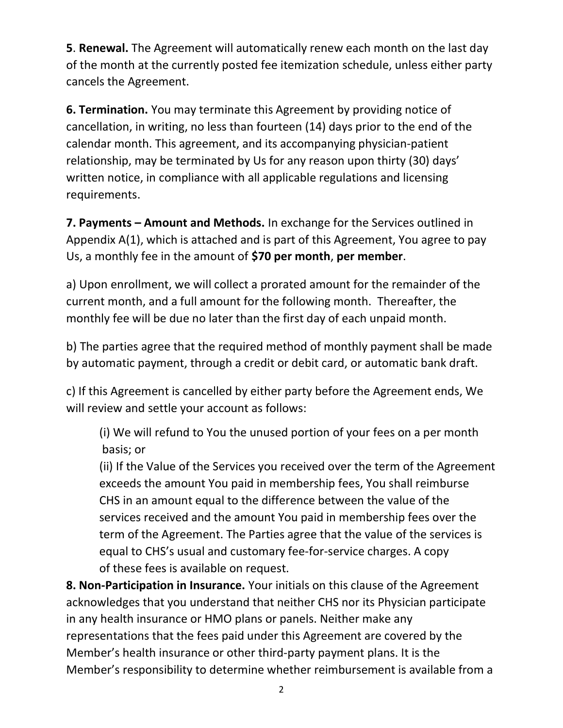**5**. **Renewal.** The Agreement will automatically renew each month on the last day of the month at the currently posted fee itemization schedule, unless either party cancels the Agreement.

**6. Termination.** You may terminate this Agreement by providing notice of cancellation, in writing, no less than fourteen (14) days prior to the end of the calendar month. This agreement, and its accompanying physician-patient relationship, may be terminated by Us for any reason upon thirty (30) days' written notice, in compliance with all applicable regulations and licensing requirements.

**7. Payments – Amount and Methods.** In exchange for the Services outlined in Appendix A(1), which is attached and is part of this Agreement, You agree to pay Us, a monthly fee in the amount of **$70 per month**, **per member**.

a) Upon enrollment, we will collect a prorated amount for the remainder of the current month, and a full amount for the following month. Thereafter, the monthly fee will be due no later than the first day of each unpaid month.

b) The parties agree that the required method of monthly payment shall be made by automatic payment, through a credit or debit card, or automatic bank draft.

c) If this Agreement is cancelled by either party before the Agreement ends, We will review and settle your account as follows:

(i) We will refund to You the unused portion of your fees on a per month basis; or

(ii) If the Value of the Services you received over the term of the Agreement exceeds the amount You paid in membership fees, You shall reimburse CHS in an amount equal to the difference between the value of the services received and the amount You paid in membership fees over the term of the Agreement. The Parties agree that the value of the services is equal to CHS's usual and customary fee-for-service charges. A copy of these fees is available on request.

**8. Non-Participation in Insurance.** Your initials on this clause of the Agreement acknowledges that you understand that neither CHS nor its Physician participate in any health insurance or HMO plans or panels. Neither make any representations that the fees paid under this Agreement are covered by the Member's health insurance or other third-party payment plans. It is the Member's responsibility to determine whether reimbursement is available from a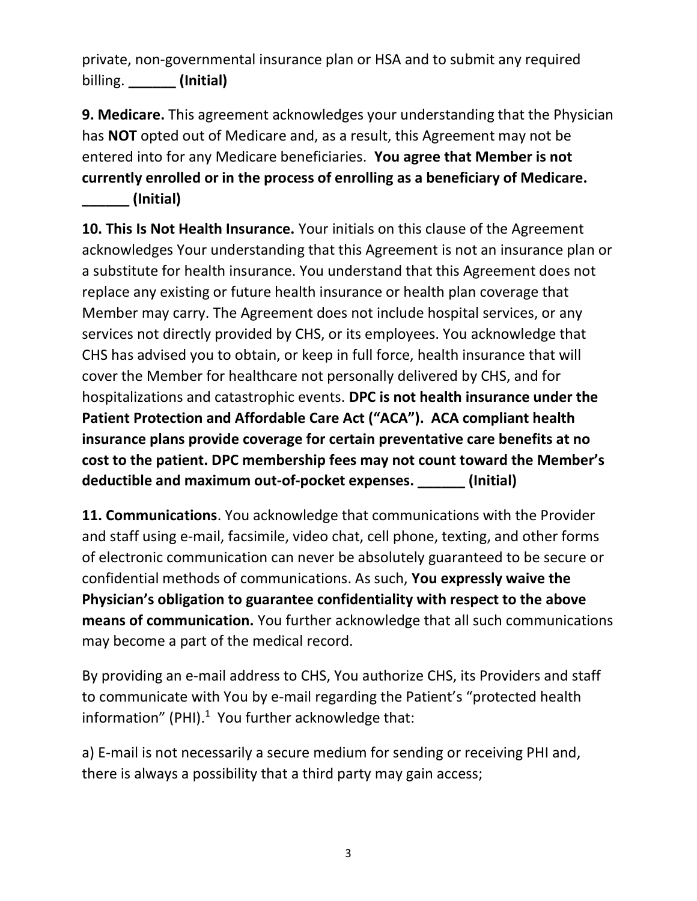private, non-governmental insurance plan or HSA and to submit any required billing. **______ (Initial)**

**9. Medicare.** This agreement acknowledges your understanding that the Physician has **NOT** opted out of Medicare and, as a result, this Agreement may not be entered into for any Medicare beneficiaries. **You agree that Member is not currently enrolled or in the process of enrolling as a beneficiary of Medicare. ______ (Initial)**

**10. This Is Not Health Insurance.** Your initials on this clause of the Agreement acknowledges Your understanding that this Agreement is not an insurance plan or a substitute for health insurance. You understand that this Agreement does not replace any existing or future health insurance or health plan coverage that Member may carry. The Agreement does not include hospital services, or any services not directly provided by CHS, or its employees. You acknowledge that CHS has advised you to obtain, or keep in full force, health insurance that will cover the Member for healthcare not personally delivered by CHS, and for hospitalizations and catastrophic events. **DPC is not health insurance under the Patient Protection and Affordable Care Act ("ACA"). ACA compliant health insurance plans provide coverage for certain preventative care benefits at no cost to the patient. DPC membership fees may not count toward the Member's deductible and maximum out-of-pocket expenses. ______ (Initial)**

**11. Communications**. You acknowledge that communications with the Provider and staff using e-mail, facsimile, video chat, cell phone, texting, and other forms of electronic communication can never be absolutely guaranteed to be secure or confidential methods of communications. As such, **You expressly waive the Physician's obligation to guarantee confidentiality with respect to the above means of communication.** You further acknowledge that all such communications may become a part of the medical record.

By providing an e-mail address to CHS, You authorize CHS, its Providers and staff to communicate with You by e-mail regarding the Patient's "protected health information" (PHI).[1] You further acknowledge that:

a) E-mail is not necessarily a secure medium for sending or receiving PHI and, there is always a possibility that a third party may gain access;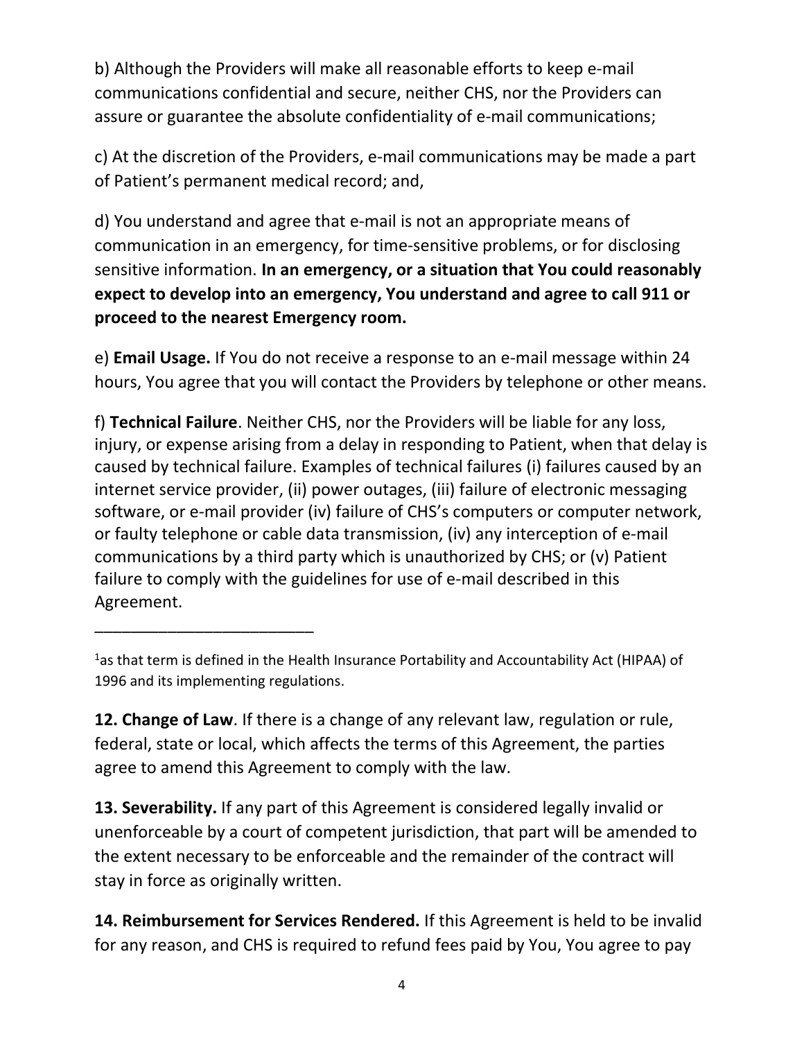b) Although the Providers will make all reasonable efforts to keep e-mail communications confidential and secure, neither CHS, nor the Providers can assure or guarantee the absolute confidentiality of e-mail communications;

c) At the discretion of the Providers, e-mail communications may be made a part of Patient's permanent medical record; and,

d) You understand and agree that e-mail is not an appropriate means of communication in an emergency, for time-sensitive problems, or for disclosing sensitive information. **In an emergency, or a situation that You could reasonably expect to develop into an emergency, You understand and agree to call 911 or proceed to the nearest Emergency room.**

e) **Email Usage.** If You do not receive a response to an e-mail message within 24 hours, You agree that you will contact the Providers by telephone or other means.

f) **Technical Failure**. Neither CHS, nor the Providers will be liable for any loss, injury, or expense arising from a delay in responding to Patient, when that delay is caused by technical failure. Examples of technical failures (i) failures caused by an internet service provider, (ii) power outages, (iii) failure of electronic messaging software, or e-mail provider (iv) failure of CHS's computers or computer network, or faulty telephone or cable data transmission, (iv) any interception of e-mail communications by a third party which is unauthorized by CHS; or (v) Patient failure to comply with the guidelines for use of e-mail described in this Agreement.

---

[1]as that term is defined in the Health Insurance Portability and Accountability Act (HIPAA) of 1996 and its implementing regulations.

**12. Change of Law**. If there is a change of any relevant law, regulation or rule, federal, state or local, which affects the terms of this Agreement, the parties agree to amend this Agreement to comply with the law.

**13. Severability.** If any part of this Agreement is considered legally invalid or unenforceable by a court of competent jurisdiction, that part will be amended to the extent necessary to be enforceable and the remainder of the contract will stay in force as originally written.

**14. Reimbursement for Services Rendered.** If this Agreement is held to be invalid for any reason, and CHS is required to refund fees paid by You, You agree to pay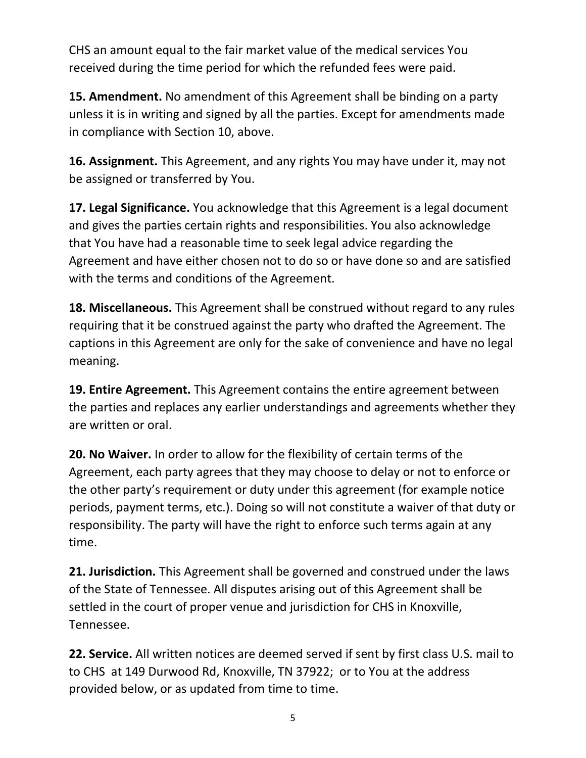CHS an amount equal to the fair market value of the medical services You received during the time period for which the refunded fees were paid.

**15. Amendment.** No amendment of this Agreement shall be binding on a party unless it is in writing and signed by all the parties. Except for amendments made in compliance with Section 10, above.

**16. Assignment.** This Agreement, and any rights You may have under it, may not be assigned or transferred by You.

**17. Legal Significance.** You acknowledge that this Agreement is a legal document and gives the parties certain rights and responsibilities. You also acknowledge that You have had a reasonable time to seek legal advice regarding the Agreement and have either chosen not to do so or have done so and are satisfied with the terms and conditions of the Agreement.

**18. Miscellaneous.** This Agreement shall be construed without regard to any rules requiring that it be construed against the party who drafted the Agreement. The captions in this Agreement are only for the sake of convenience and have no legal meaning.

**19. Entire Agreement.** This Agreement contains the entire agreement between the parties and replaces any earlier understandings and agreements whether they are written or oral.

**20. No Waiver.** In order to allow for the flexibility of certain terms of the Agreement, each party agrees that they may choose to delay or not to enforce or the other party's requirement or duty under this agreement (for example notice periods, payment terms, etc.). Doing so will not constitute a waiver of that duty or responsibility. The party will have the right to enforce such terms again at any time.

**21. Jurisdiction.** This Agreement shall be governed and construed under the laws of the State of Tennessee. All disputes arising out of this Agreement shall be settled in the court of proper venue and jurisdiction for CHS in Knoxville, Tennessee.

**22. Service.** All written notices are deemed served if sent by first class U.S. mail to to CHS at 149 Durwood Rd, Knoxville, TN 37922; or to You at the address provided below, or as updated from time to time.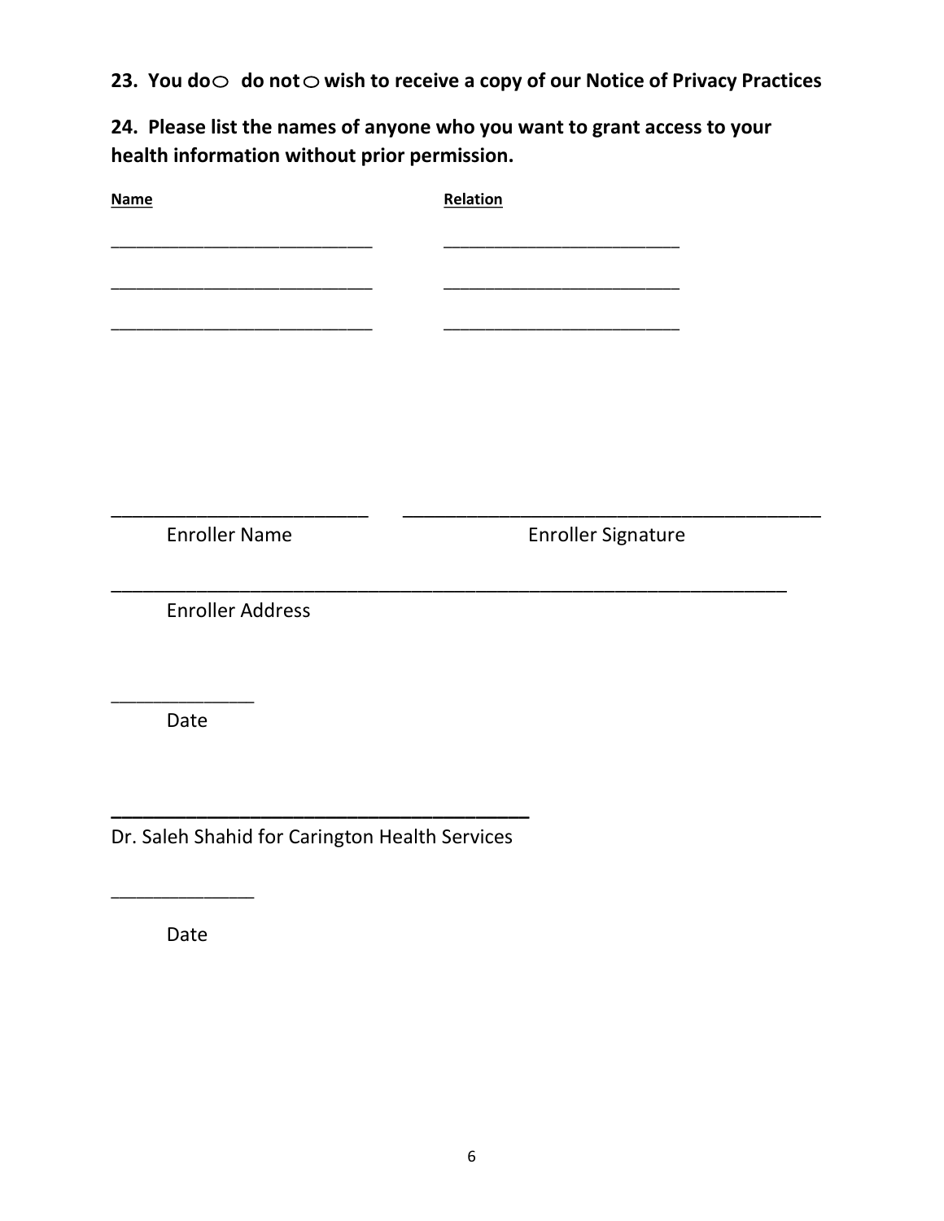**23. You do○ do not○ wish to receive a copy of our Notice of Privacy Practices**

**24. Please list the names of anyone who you want to grant access to your health information without prior permission.**

| Name | Relation |
| --- | --- |
| ___________________________ | _________________________ |
| ___________________________ | _________________________ |
| ___________________________ | _________________________ |

___________________________ ___________________________________________

Enroller Name Enroller Signature

_______________________________________________________________________

Enroller Address

______________

Date

________________________________________

Dr. Saleh Shahid for Carington Health Services

______________

Date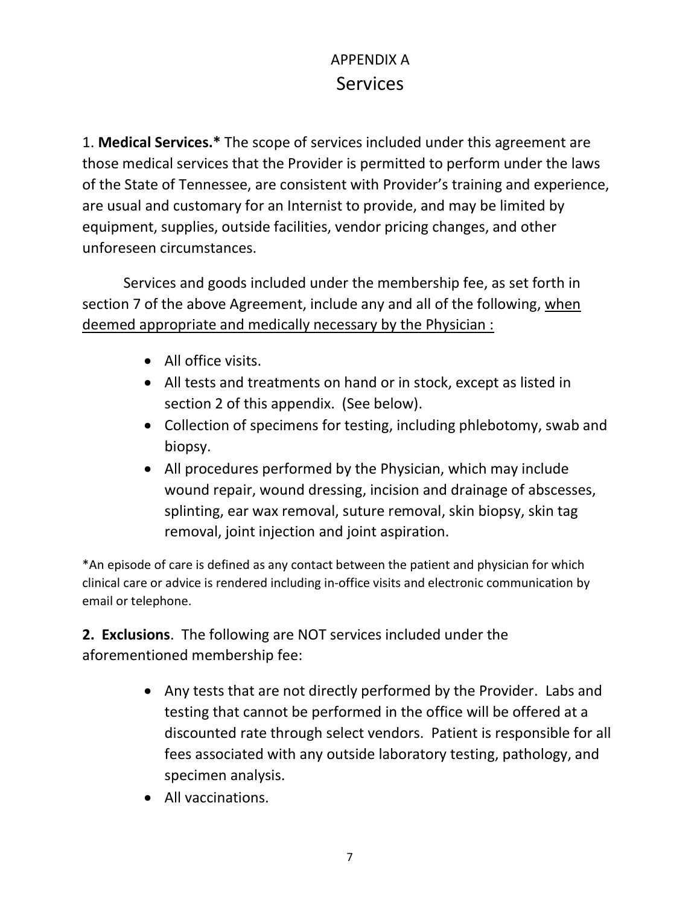# APPENDIX A
## Services

1. **Medical Services.*** The scope of services included under this agreement are those medical services that the Provider is permitted to perform under the laws of the State of Tennessee, are consistent with Provider's training and experience, are usual and customary for an Internist to provide, and may be limited by equipment, supplies, outside facilities, vendor pricing changes, and other unforeseen circumstances.

Services and goods included under the membership fee, as set forth in section 7 of the above Agreement, include any and all of the following, <u>when deemed appropriate and medically necessary by the Physician :</u>

- All office visits.
- All tests and treatments on hand or in stock, except as listed in section 2 of this appendix. (See below).
- Collection of specimens for testing, including phlebotomy, swab and biopsy.
- All procedures performed by the Physician, which may include wound repair, wound dressing, incision and drainage of abscesses, splinting, ear wax removal, suture removal, skin biopsy, skin tag removal, joint injection and joint aspiration.

*An episode of care is defined as any contact between the patient and physician for which clinical care or advice is rendered including in-office visits and electronic communication by email or telephone.

**2. Exclusions**. The following are NOT services included under the aforementioned membership fee:

- Any tests that are not directly performed by the Provider. Labs and testing that cannot be performed in the office will be offered at a discounted rate through select vendors. Patient is responsible for all fees associated with any outside laboratory testing, pathology, and specimen analysis.
- All vaccinations.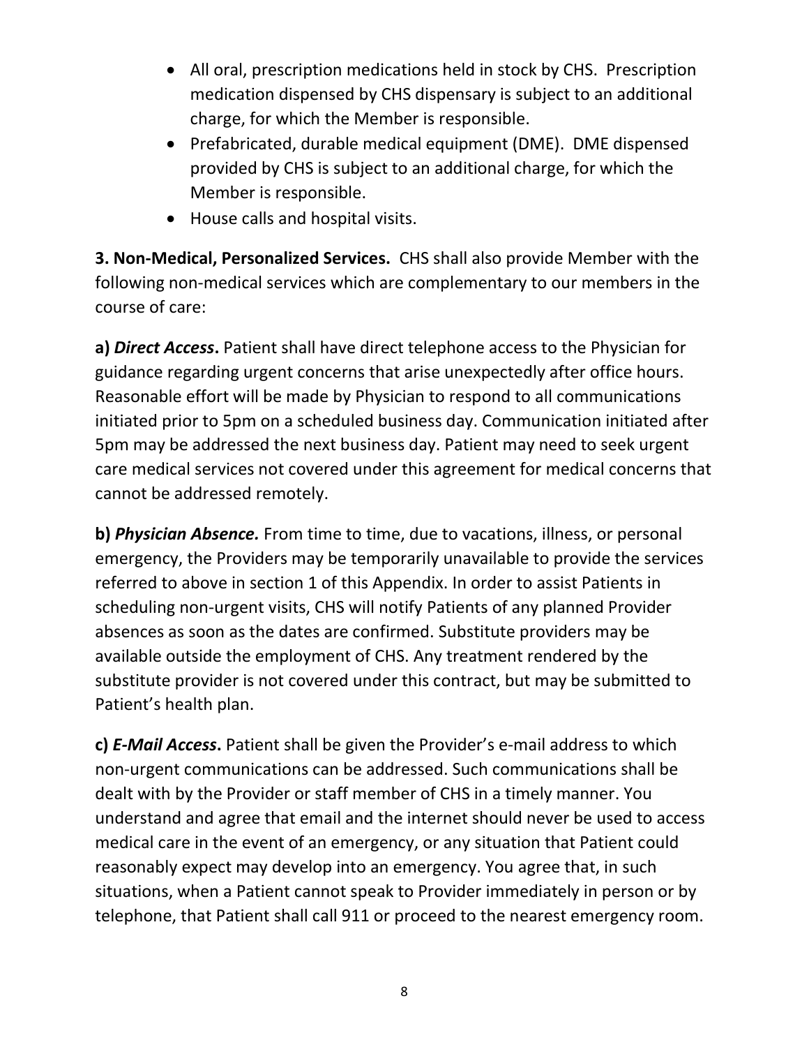- All oral, prescription medications held in stock by CHS. Prescription medication dispensed by CHS dispensary is subject to an additional charge, for which the Member is responsible.
- Prefabricated, durable medical equipment (DME). DME dispensed provided by CHS is subject to an additional charge, for which the Member is responsible.
- House calls and hospital visits.

**3. Non-Medical, Personalized Services.** CHS shall also provide Member with the following non-medical services which are complementary to our members in the course of care:

**a)** ***Direct Access*****.** Patient shall have direct telephone access to the Physician for guidance regarding urgent concerns that arise unexpectedly after office hours. Reasonable effort will be made by Physician to respond to all communications initiated prior to 5pm on a scheduled business day. Communication initiated after 5pm may be addressed the next business day. Patient may need to seek urgent care medical services not covered under this agreement for medical concerns that cannot be addressed remotely.

**b)** ***Physician Absence.*** From time to time, due to vacations, illness, or personal emergency, the Providers may be temporarily unavailable to provide the services referred to above in section 1 of this Appendix. In order to assist Patients in scheduling non-urgent visits, CHS will notify Patients of any planned Provider absences as soon as the dates are confirmed. Substitute providers may be available outside the employment of CHS. Any treatment rendered by the substitute provider is not covered under this contract, but may be submitted to Patient's health plan.

**c)** ***E-Mail Access*****.** Patient shall be given the Provider's e-mail address to which non-urgent communications can be addressed. Such communications shall be dealt with by the Provider or staff member of CHS in a timely manner. You understand and agree that email and the internet should never be used to access medical care in the event of an emergency, or any situation that Patient could reasonably expect may develop into an emergency. You agree that, in such situations, when a Patient cannot speak to Provider immediately in person or by telephone, that Patient shall call 911 or proceed to the nearest emergency room.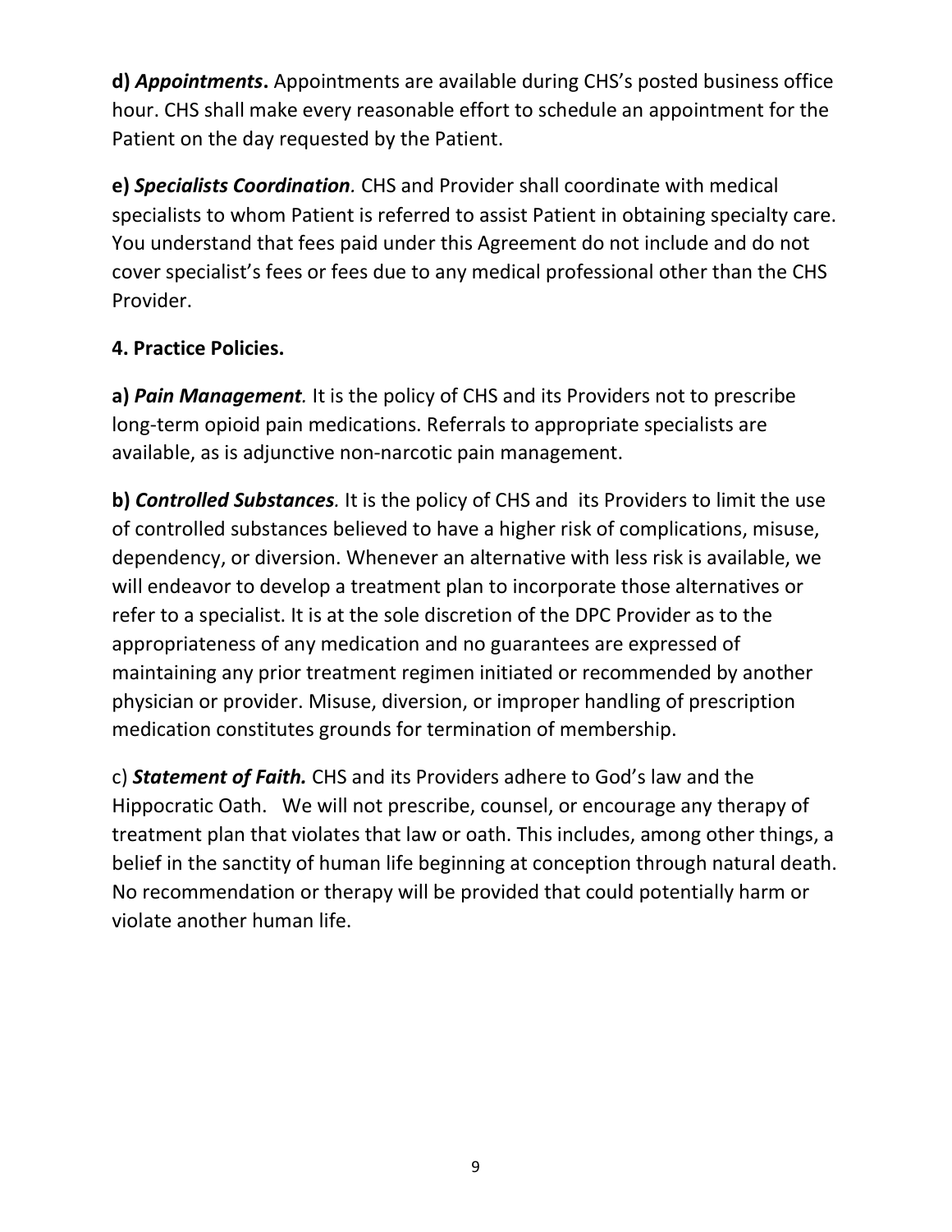**d) *Appointments*.** Appointments are available during CHS's posted business office hour. CHS shall make every reasonable effort to schedule an appointment for the Patient on the day requested by the Patient.

**e) *Specialists Coordination*.** CHS and Provider shall coordinate with medical specialists to whom Patient is referred to assist Patient in obtaining specialty care. You understand that fees paid under this Agreement do not include and do not cover specialist's fees or fees due to any medical professional other than the CHS Provider.

**4. Practice Policies.**

**a) *Pain Management*.** It is the policy of CHS and its Providers not to prescribe long-term opioid pain medications. Referrals to appropriate specialists are available, as is adjunctive non-narcotic pain management.

**b) *Controlled Substances*.** It is the policy of CHS and its Providers to limit the use of controlled substances believed to have a higher risk of complications, misuse, dependency, or diversion. Whenever an alternative with less risk is available, we will endeavor to develop a treatment plan to incorporate those alternatives or refer to a specialist. It is at the sole discretion of the DPC Provider as to the appropriateness of any medication and no guarantees are expressed of maintaining any prior treatment regimen initiated or recommended by another physician or provider. Misuse, diversion, or improper handling of prescription medication constitutes grounds for termination of membership.

c) ***Statement of Faith.*** CHS and its Providers adhere to God's law and the Hippocratic Oath. We will not prescribe, counsel, or encourage any therapy of treatment plan that violates that law or oath. This includes, among other things, a belief in the sanctity of human life beginning at conception through natural death. No recommendation or therapy will be provided that could potentially harm or violate another human life.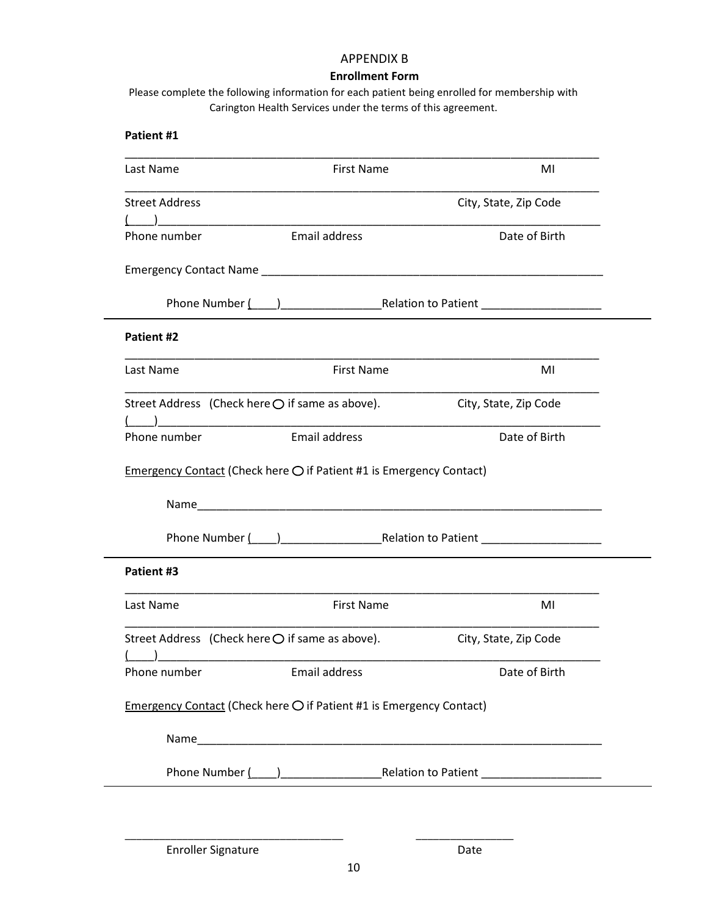# APPENDIX B

## Enrollment Form

Please complete the following information for each patient being enrolled for membership with Carington Health Services under the terms of this agreement.

**Patient #1**

___________________________________________________________________________

Last Name                                   First Name                                   MI

___________________________________________________________________________

Street Address                                                                   City, State, Zip Code

(____)_______________________________________________________________________

Phone number                 Email address                                   Date of Birth

Emergency Contact Name _______________________________________________________

Phone Number (____)_______________Relation to Patient __________________

---

**Patient #2**

___________________________________________________________________________

Last Name                                   First Name                                   MI

___________________________________________________________________________

Street Address   (Check here ○ if same as above).                City, State, Zip Code

(____)_______________________________________________________________________

Phone number                 Email address                                   Date of Birth

Emergency Contact (Check here ○ if Patient #1 is Emergency Contact)

Name______________________________________________________________

Phone Number (____)_______________Relation to Patient __________________

---

**Patient #3**

___________________________________________________________________________

Last Name                                   First Name                                   MI

___________________________________________________________________________

Street Address   (Check here ○ if same as above).                City, State, Zip Code

(____)_______________________________________________________________________

Phone number                 Email address                                   Date of Birth

Emergency Contact (Check here ○ if Patient #1 is Emergency Contact)

Name______________________________________________________________

Phone Number (____)_______________Relation to Patient __________________

---

_________________________________                _______________

Enroller Signature                                                  Date